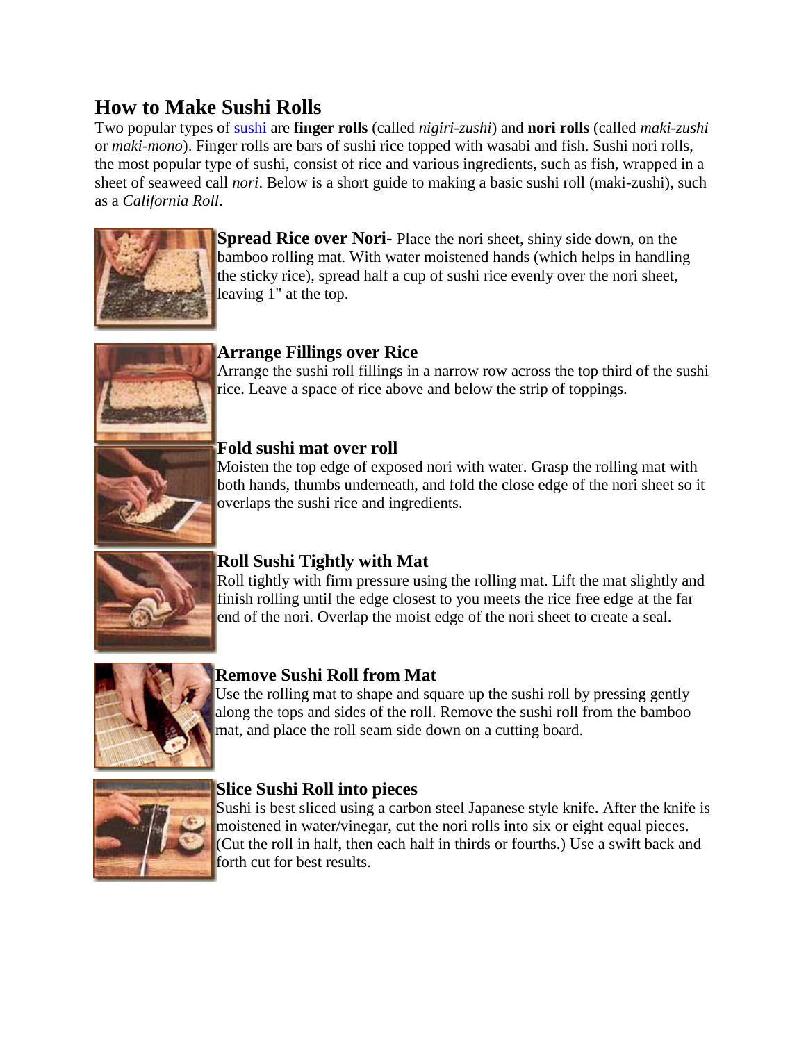# How to Make Sushi Rolls

Two popular types of sushi are **finger rolls** (called *nigiri-zushi*) and **nori rolls** (called *maki-zushi* or *maki-mono*). Finger rolls are bars of sushi rice topped with wasabi and fish. Sushi nori rolls, the most popular type of sushi, consist of rice and various ingredients, such as fish, wrapped in a sheet of seaweed call *nori*. Below is a short guide to making a basic sushi roll (maki-zushi), such as a *California Roll*.

**Spread Rice over Nori-** Place the nori sheet, shiny side down, on the bamboo rolling mat. With water moistened hands (which helps in handling the sticky rice), spread half a cup of sushi rice evenly over the nori sheet, leaving 1" at the top.

**Arrange Fillings over Rice**
Arrange the sushi roll fillings in a narrow row across the top third of the sushi rice. Leave a space of rice above and below the strip of toppings.

**Fold sushi mat over roll**
Moisten the top edge of exposed nori with water. Grasp the rolling mat with both hands, thumbs underneath, and fold the close edge of the nori sheet so it overlaps the sushi rice and ingredients.

**Roll Sushi Tightly with Mat**
Roll tightly with firm pressure using the rolling mat. Lift the mat slightly and finish rolling until the edge closest to you meets the rice free edge at the far end of the nori. Overlap the moist edge of the nori sheet to create a seal.

**Remove Sushi Roll from Mat**
Use the rolling mat to shape and square up the sushi roll by pressing gently along the tops and sides of the roll. Remove the sushi roll from the bamboo mat, and place the roll seam side down on a cutting board.

**Slice Sushi Roll into pieces**
Sushi is best sliced using a carbon steel Japanese style knife. After the knife is moistened in water/vinegar, cut the nori rolls into six or eight equal pieces. (Cut the roll in half, then each half in thirds or fourths.) Use a swift back and forth cut for best results.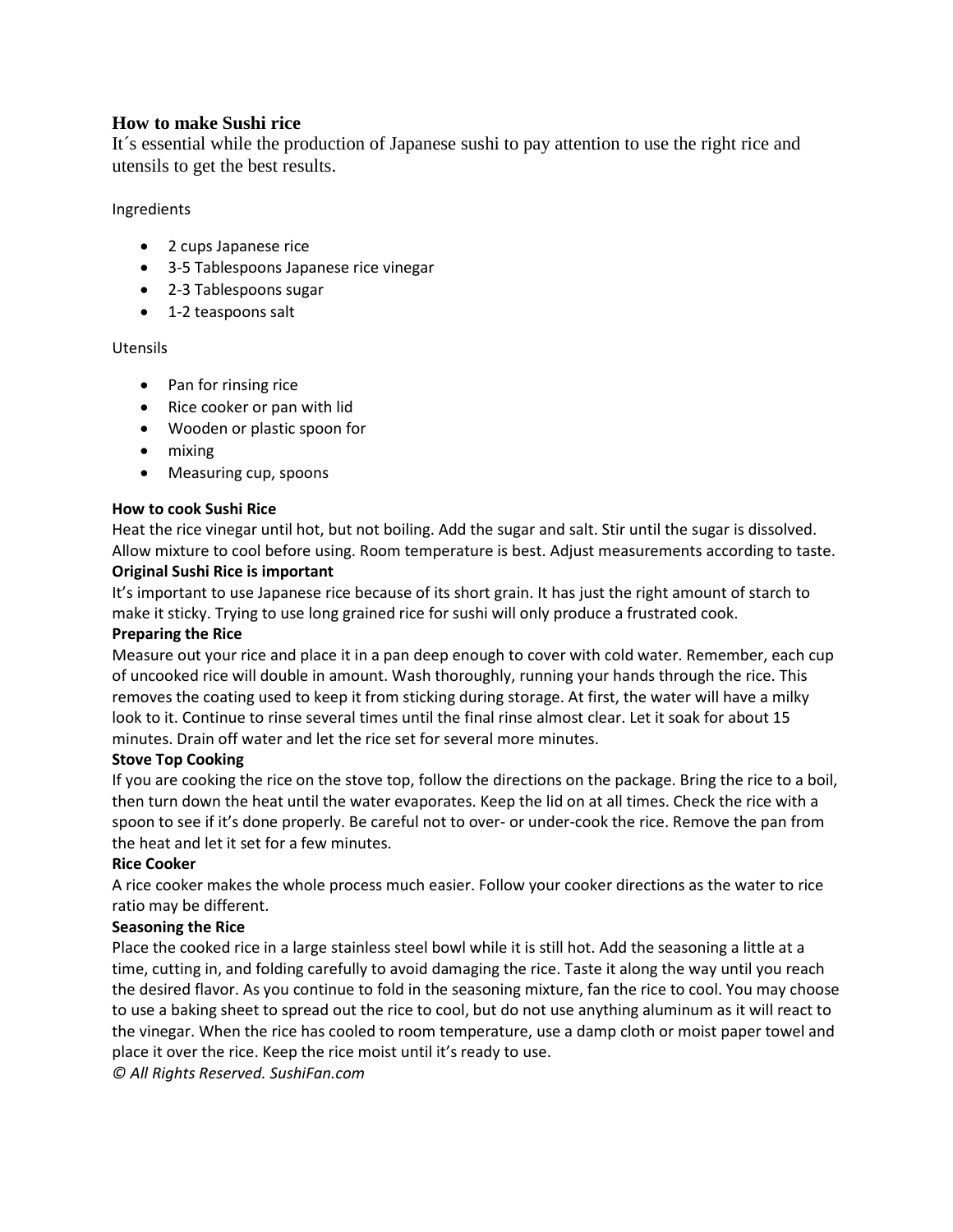## How to make Sushi rice

It´s essential while the production of Japanese sushi to pay attention to use the right rice and utensils to get the best results.

Ingredients

- 2 cups Japanese rice
- 3-5 Tablespoons Japanese rice vinegar
- 2-3 Tablespoons sugar
- 1-2 teaspoons salt

Utensils

- Pan for rinsing rice
- Rice cooker or pan with lid
- Wooden or plastic spoon for
- mixing
- Measuring cup, spoons

**How to cook Sushi Rice**

Heat the rice vinegar until hot, but not boiling. Add the sugar and salt. Stir until the sugar is dissolved. Allow mixture to cool before using. Room temperature is best. Adjust measurements according to taste.

**Original Sushi Rice is important**

It's important to use Japanese rice because of its short grain. It has just the right amount of starch to make it sticky. Trying to use long grained rice for sushi will only produce a frustrated cook.

**Preparing the Rice**

Measure out your rice and place it in a pan deep enough to cover with cold water. Remember, each cup of uncooked rice will double in amount. Wash thoroughly, running your hands through the rice. This removes the coating used to keep it from sticking during storage. At first, the water will have a milky look to it. Continue to rinse several times until the final rinse almost clear. Let it soak for about 15 minutes. Drain off water and let the rice set for several more minutes.

**Stove Top Cooking**

If you are cooking the rice on the stove top, follow the directions on the package. Bring the rice to a boil, then turn down the heat until the water evaporates. Keep the lid on at all times. Check the rice with a spoon to see if it's done properly. Be careful not to over- or under-cook the rice. Remove the pan from the heat and let it set for a few minutes.

**Rice Cooker**

A rice cooker makes the whole process much easier. Follow your cooker directions as the water to rice ratio may be different.

**Seasoning the Rice**

Place the cooked rice in a large stainless steel bowl while it is still hot. Add the seasoning a little at a time, cutting in, and folding carefully to avoid damaging the rice. Taste it along the way until you reach the desired flavor. As you continue to fold in the seasoning mixture, fan the rice to cool. You may choose to use a baking sheet to spread out the rice to cool, but do not use anything aluminum as it will react to the vinegar. When the rice has cooled to room temperature, use a damp cloth or moist paper towel and place it over the rice. Keep the rice moist until it's ready to use.

*© All Rights Reserved. SushiFan.com*